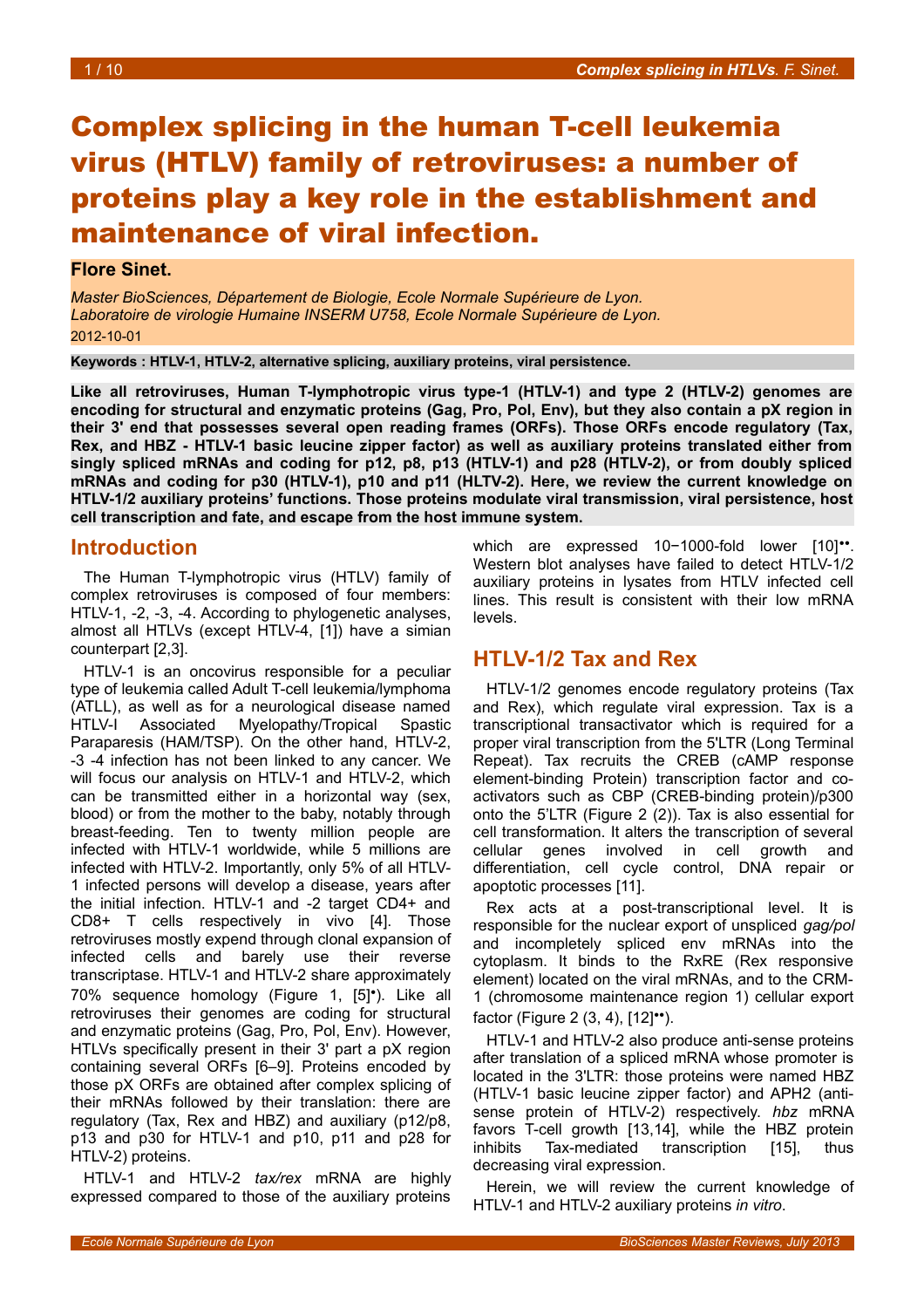# Complex splicing in the human T-cell leukemia virus (HTLV) family of retroviruses: a number of proteins play a key role in the establishment and maintenance of viral infection.

**Flore Sinet.**

*Master BioSciences, Département de Biologie, Ecole Normale Supérieure de Lyon.*
*Laboratoire de virologie Humaine INSERM U758, Ecole Normale Supérieure de Lyon.*
2012-10-01

**Keywords : HTLV-1, HTLV-2, alternative splicing, auxiliary proteins, viral persistence.**

**Like all retroviruses, Human T-lymphotropic virus type-1 (HTLV-1) and type 2 (HTLV-2) genomes are encoding for structural and enzymatic proteins (Gag, Pro, Pol, Env), but they also contain a pX region in their 3' end that possesses several open reading frames (ORFs). Those ORFs encode regulatory (Tax, Rex, and HBZ - HTLV-1 basic leucine zipper factor) as well as auxiliary proteins translated either from singly spliced mRNAs and coding for p12, p8, p13 (HTLV-1) and p28 (HTLV-2), or from doubly spliced mRNAs and coding for p30 (HTLV-1), p10 and p11 (HLTV-2). Here, we review the current knowledge on HTLV-1/2 auxiliary proteins' functions. Those proteins modulate viral transmission, viral persistence, host cell transcription and fate, and escape from the host immune system.**

## Introduction

The Human T-lymphotropic virus (HTLV) family of complex retroviruses is composed of four members: HTLV-1, -2, -3, -4. According to phylogenetic analyses, almost all HTLVs (except HTLV-4, [1]) have a simian counterpart [2,3].

HTLV-1 is an oncovirus responsible for a peculiar type of leukemia called Adult T-cell leukemia/lymphoma (ATLL), as well as for a neurological disease named HTLV-I Associated Myelopathy/Tropical Spastic Paraparesis (HAM/TSP). On the other hand, HTLV-2, -3 -4 infection has not been linked to any cancer. We will focus our analysis on HTLV-1 and HTLV-2, which can be transmitted either in a horizontal way (sex, blood) or from the mother to the baby, notably through breast-feeding. Ten to twenty million people are infected with HTLV-1 worldwide, while 5 millions are infected with HTLV-2. Importantly, only 5% of all HTLV-1 infected persons will develop a disease, years after the initial infection. HTLV-1 and -2 target CD4+ and CD8+ T cells respectively in vivo [4]. Those retroviruses mostly expend through clonal expansion of infected cells and barely use their reverse transcriptase. HTLV-1 and HTLV-2 share approximately 70% sequence homology (Figure 1, [5]•). Like all retroviruses their genomes are coding for structural and enzymatic proteins (Gag, Pro, Pol, Env). However, HTLVs specifically present in their 3' part a pX region containing several ORFs [6–9]. Proteins encoded by those pX ORFs are obtained after complex splicing of their mRNAs followed by their translation: there are regulatory (Tax, Rex and HBZ) and auxiliary (p12/p8, p13 and p30 for HTLV-1 and p10, p11 and p28 for HTLV-2) proteins.

HTLV-1 and HTLV-2 *tax/rex* mRNA are highly expressed compared to those of the auxiliary proteins which are expressed 10−1000-fold lower [10]••. Western blot analyses have failed to detect HTLV-1/2 auxiliary proteins in lysates from HTLV infected cell lines. This result is consistent with their low mRNA levels.

## HTLV-1/2 Tax and Rex

HTLV-1/2 genomes encode regulatory proteins (Tax and Rex), which regulate viral expression. Tax is a transcriptional transactivator which is required for a proper viral transcription from the 5'LTR (Long Terminal Repeat). Tax recruits the CREB (cAMP response element-binding Protein) transcription factor and co-activators such as CBP (CREB-binding protein)/p300 onto the 5'LTR (Figure 2 (2)). Tax is also essential for cell transformation. It alters the transcription of several cellular genes involved in cell growth and differentiation, cell cycle control, DNA repair or apoptotic processes [11].

Rex acts at a post-transcriptional level. It is responsible for the nuclear export of unspliced *gag/pol* and incompletely spliced env mRNAs into the cytoplasm. It binds to the RxRE (Rex responsive element) located on the viral mRNAs, and to the CRM-1 (chromosome maintenance region 1) cellular export factor (Figure 2 (3, 4), [12]••).

HTLV-1 and HTLV-2 also produce anti-sense proteins after translation of a spliced mRNA whose promoter is located in the 3'LTR: those proteins were named HBZ (HTLV-1 basic leucine zipper factor) and APH2 (anti-sense protein of HTLV-2) respectively. *hbz* mRNA favors T-cell growth [13,14], while the HBZ protein inhibits Tax-mediated transcription [15], thus decreasing viral expression.

Herein, we will review the current knowledge of HTLV-1 and HTLV-2 auxiliary proteins *in vitro*.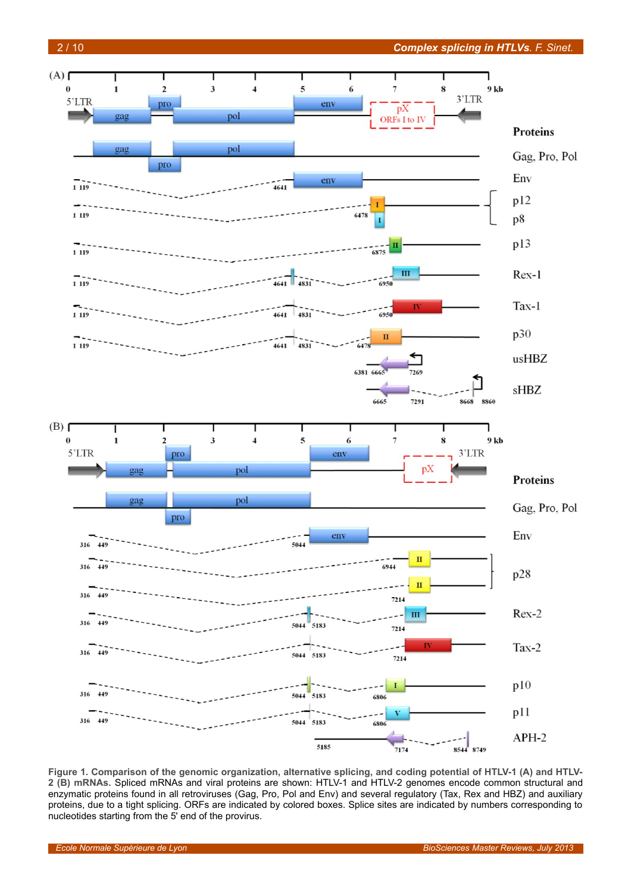**Figure 1. Comparison of the genomic organization, alternative splicing, and coding potential of HTLV-1 (A) and HTLV-2 (B) mRNAs.** Spliced mRNAs and viral proteins are shown: HTLV-1 and HTLV-2 genomes encode common structural and enzymatic proteins found in all retroviruses (Gag, Pro, Pol and Env) and several regulatory (Tax, Rex and HBZ) and auxiliary proteins, due to a tight splicing. ORFs are indicated by colored boxes. Splice sites are indicated by numbers corresponding to nucleotides starting from the 5' end of the provirus.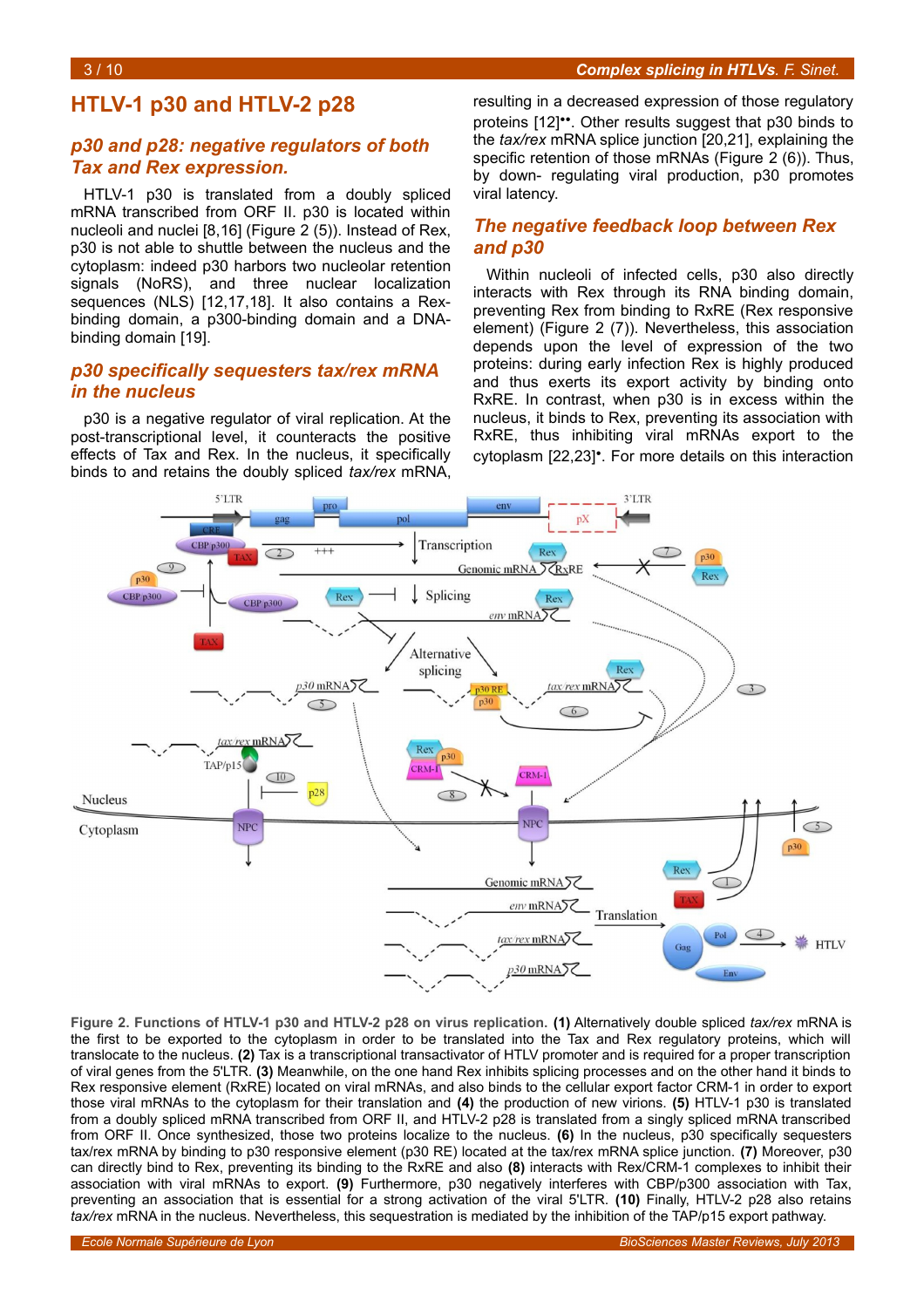## HTLV-1 p30 and HTLV-2 p28

### *p30 and p28: negative regulators of both Tax and Rex expression.*

HTLV-1 p30 is translated from a doubly spliced mRNA transcribed from ORF II. p30 is located within nucleoli and nuclei [8,16] (Figure 2 (5)). Instead of Rex, p30 is not able to shuttle between the nucleus and the cytoplasm: indeed p30 harbors two nucleolar retention signals (NoRS), and three nuclear localization sequences (NLS) [12,17,18]. It also contains a Rex-binding domain, a p300-binding domain and a DNA-binding domain [19].

### *p30 specifically sequesters tax/rex mRNA in the nucleus*

p30 is a negative regulator of viral replication. At the post-transcriptional level, it counteracts the positive effects of Tax and Rex. In the nucleus, it specifically binds to and retains the doubly spliced *tax/rex* mRNA, resulting in a decreased expression of those regulatory proteins [12]••. Other results suggest that p30 binds to the *tax/rex* mRNA splice junction [20,21], explaining the specific retention of those mRNAs (Figure 2 (6)). Thus, by down- regulating viral production, p30 promotes viral latency.

### *The negative feedback loop between Rex and p30*

Within nucleoli of infected cells, p30 also directly interacts with Rex through its RNA binding domain, preventing Rex from binding to RxRE (Rex responsive element) (Figure 2 (7)). Nevertheless, this association depends upon the level of expression of the two proteins: during early infection Rex is highly produced and thus exerts its export activity by binding onto RxRE. In contrast, when p30 is in excess within the nucleus, it binds to Rex, preventing its association with RxRE, thus inhibiting viral mRNAs export to the cytoplasm [22,23]•. For more details on this interaction

**Figure 2. Functions of HTLV-1 p30 and HTLV-2 p28 on virus replication. (1)** Alternatively double spliced *tax/rex* mRNA is the first to be exported to the cytoplasm in order to be translated into the Tax and Rex regulatory proteins, which will translocate to the nucleus. **(2)** Tax is a transcriptional transactivator of HTLV promoter and is required for a proper transcription of viral genes from the 5'LTR. **(3)** Meanwhile, on the one hand Rex inhibits splicing processes and on the other hand it binds to Rex responsive element (RxRE) located on viral mRNAs, and also binds to the cellular export factor CRM-1 in order to export those viral mRNAs to the cytoplasm for their translation and **(4)** the production of new virions. **(5)** HTLV-1 p30 is translated from a doubly spliced mRNA transcribed from ORF II, and HTLV-2 p28 is translated from a singly spliced mRNA transcribed from ORF II. Once synthesized, those two proteins localize to the nucleus. **(6)** In the nucleus, p30 specifically sequesters tax/rex mRNA by binding to p30 responsive element (p30 RE) located at the tax/rex mRNA splice junction. **(7)** Moreover, p30 can directly bind to Rex, preventing its binding to the RxRE and also **(8)** interacts with Rex/CRM-1 complexes to inhibit their association with viral mRNAs to export. **(9)** Furthermore, p30 negatively interferes with CBP/p300 association with Tax, preventing an association that is essential for a strong activation of the viral 5'LTR. **(10)** Finally, HTLV-2 p28 also retains *tax/rex* mRNA in the nucleus. Nevertheless, this sequestration is mediated by the inhibition of the TAP/p15 export pathway.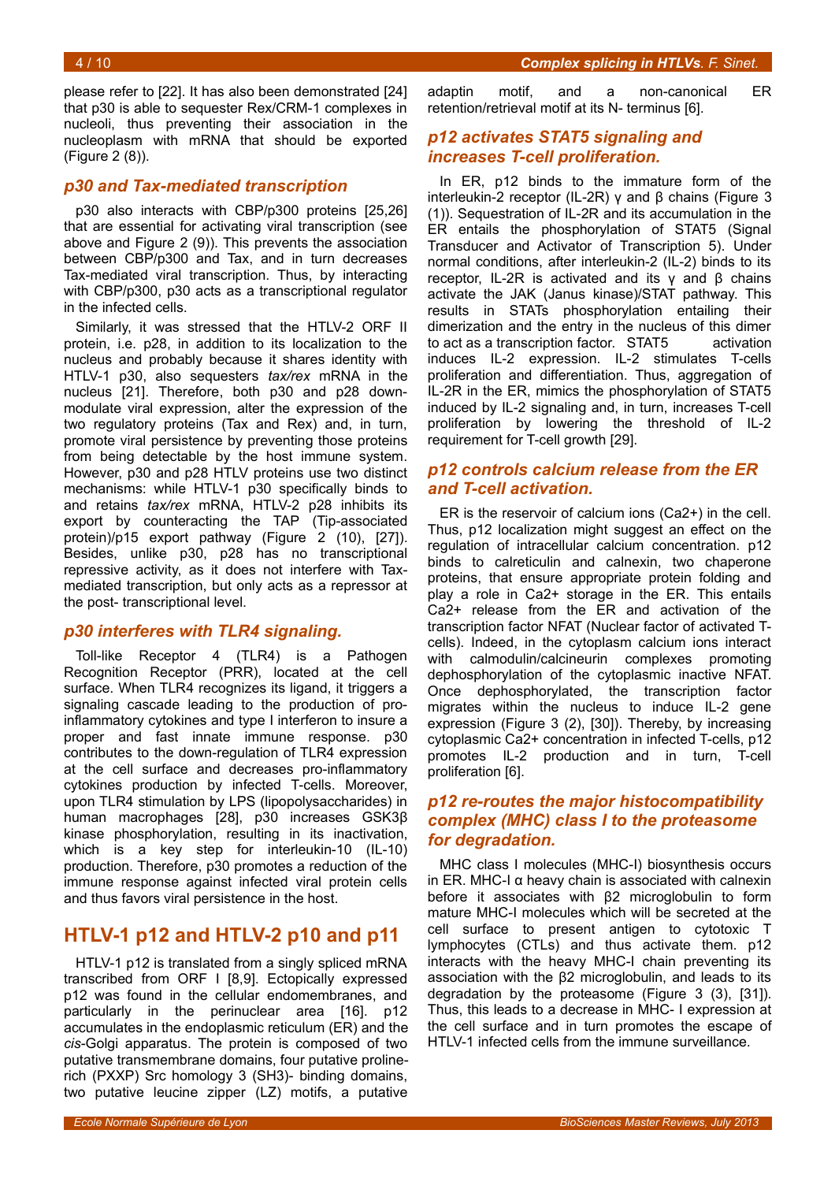please refer to [22]. It has also been demonstrated [24] that p30 is able to sequester Rex/CRM-1 complexes in nucleoli, thus preventing their association in the nucleoplasm with mRNA that should be exported (Figure 2 (8)).

### *p30 and Tax-mediated transcription*

p30 also interacts with CBP/p300 proteins [25,26] that are essential for activating viral transcription (see above and Figure 2 (9)). This prevents the association between CBP/p300 and Tax, and in turn decreases Tax-mediated viral transcription. Thus, by interacting with CBP/p300, p30 acts as a transcriptional regulator in the infected cells.

Similarly, it was stressed that the HTLV-2 ORF II protein, i.e. p28, in addition to its localization to the nucleus and probably because it shares identity with HTLV-1 p30, also sequesters *tax/rex* mRNA in the nucleus [21]. Therefore, both p30 and p28 down-modulate viral expression, alter the expression of the two regulatory proteins (Tax and Rex) and, in turn, promote viral persistence by preventing those proteins from being detectable by the host immune system. However, p30 and p28 HTLV proteins use two distinct mechanisms: while HTLV-1 p30 specifically binds to and retains *tax/rex* mRNA, HTLV-2 p28 inhibits its export by counteracting the TAP (Tip-associated protein)/p15 export pathway (Figure 2 (10), [27]). Besides, unlike p30, p28 has no transcriptional repressive activity, as it does not interfere with Tax-mediated transcription, but only acts as a repressor at the post- transcriptional level.

### *p30 interferes with TLR4 signaling.*

Toll-like Receptor 4 (TLR4) is a Pathogen Recognition Receptor (PRR), located at the cell surface. When TLR4 recognizes its ligand, it triggers a signaling cascade leading to the production of pro-inflammatory cytokines and type I interferon to insure a proper and fast innate immune response. p30 contributes to the down-regulation of TLR4 expression at the cell surface and decreases pro-inflammatory cytokines production by infected T-cells. Moreover, upon TLR4 stimulation by LPS (lipopolysaccharides) in human macrophages [28], p30 increases GSK3β kinase phosphorylation, resulting in its inactivation, which is a key step for interleukin-10 (IL-10) production. Therefore, p30 promotes a reduction of the immune response against infected viral protein cells and thus favors viral persistence in the host.

## HTLV-1 p12 and HTLV-2 p10 and p11

HTLV-1 p12 is translated from a singly spliced mRNA transcribed from ORF I [8,9]. Ectopically expressed p12 was found in the cellular endomembranes, and particularly in the perinuclear area [16]. p12 accumulates in the endoplasmic reticulum (ER) and the *cis*-Golgi apparatus. The protein is composed of two putative transmembrane domains, four putative proline-rich (PXXP) Src homology 3 (SH3)- binding domains, two putative leucine zipper (LZ) motifs, a putative adaptin motif, and a non-canonical ER retention/retrieval motif at its N- terminus [6].

### *p12 activates STAT5 signaling and increases T-cell proliferation.*

In ER, p12 binds to the immature form of the interleukin-2 receptor (IL-2R) γ and β chains (Figure 3 (1)). Sequestration of IL-2R and its accumulation in the ER entails the phosphorylation of STAT5 (Signal Transducer and Activator of Transcription 5). Under normal conditions, after interleukin-2 (IL-2) binds to its receptor, IL-2R is activated and its γ and β chains activate the JAK (Janus kinase)/STAT pathway. This results in STATs phosphorylation entailing their dimerization and the entry in the nucleus of this dimer to act as a transcription factor. STAT5 activation induces IL-2 expression. IL-2 stimulates T-cells proliferation and differentiation. Thus, aggregation of IL-2R in the ER, mimics the phosphorylation of STAT5 induced by IL-2 signaling and, in turn, increases T-cell proliferation by lowering the threshold of IL-2 requirement for T-cell growth [29].

### *p12 controls calcium release from the ER and T-cell activation.*

ER is the reservoir of calcium ions (Ca2+) in the cell. Thus, p12 localization might suggest an effect on the regulation of intracellular calcium concentration. p12 binds to calreticulin and calnexin, two chaperone proteins, that ensure appropriate protein folding and play a role in Ca2+ storage in the ER. This entails Ca2+ release from the ER and activation of the transcription factor NFAT (Nuclear factor of activated T-cells). Indeed, in the cytoplasm calcium ions interact with calmodulin/calcineurin complexes promoting dephosphorylation of the cytoplasmic inactive NFAT. Once dephosphorylated, the transcription factor migrates within the nucleus to induce IL-2 gene expression (Figure 3 (2), [30]). Thereby, by increasing cytoplasmic Ca2+ concentration in infected T-cells, p12 promotes IL-2 production and in turn, T-cell proliferation [6].

### *p12 re-routes the major histocompatibility complex (MHC) class I to the proteasome for degradation.*

MHC class I molecules (MHC-I) biosynthesis occurs in ER. MHC-I α heavy chain is associated with calnexin before it associates with β2 microglobulin to form mature MHC-I molecules which will be secreted at the cell surface to present antigen to cytotoxic T lymphocytes (CTLs) and thus activate them. p12 interacts with the heavy MHC-I chain preventing its association with the β2 microglobulin, and leads to its degradation by the proteasome (Figure 3 (3), [31]). Thus, this leads to a decrease in MHC- I expression at the cell surface and in turn promotes the escape of HTLV-1 infected cells from the immune surveillance.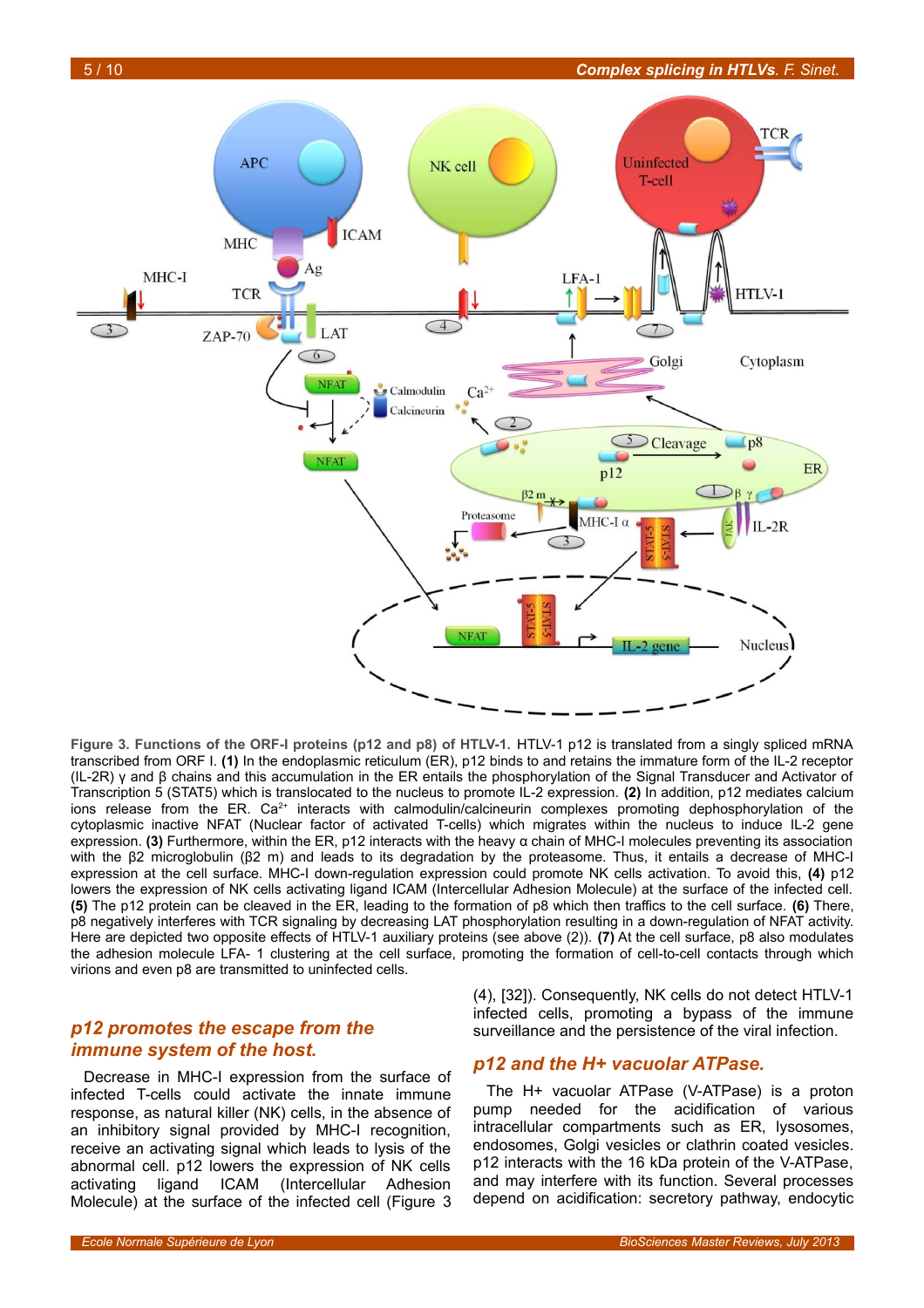**Figure 3. Functions of the ORF-I proteins (p12 and p8) of HTLV-1.** HTLV-1 p12 is translated from a singly spliced mRNA transcribed from ORF I. **(1)** In the endoplasmic reticulum (ER), p12 binds to and retains the immature form of the IL-2 receptor (IL-2R) γ and β chains and this accumulation in the ER entails the phosphorylation of the Signal Transducer and Activator of Transcription 5 (STAT5) which is translocated to the nucleus to promote IL-2 expression. **(2)** In addition, p12 mediates calcium ions release from the ER. $Ca^{2+}$ interacts with calmodulin/calcineurin complexes promoting dephosphorylation of the cytoplasmic inactive NFAT (Nuclear factor of activated T-cells) which migrates within the nucleus to induce IL-2 gene expression. **(3)** Furthermore, within the ER, p12 interacts with the heavy α chain of MHC-I molecules preventing its association with the β2 microglobulin (β2 m) and leads to its degradation by the proteasome. Thus, it entails a decrease of MHC-I expression at the cell surface. MHC-I down-regulation expression could promote NK cells activation. To avoid this, **(4)** p12 lowers the expression of NK cells activating ligand ICAM (Intercellular Adhesion Molecule) at the surface of the infected cell. **(5)** The p12 protein can be cleaved in the ER, leading to the formation of p8 which then traffics to the cell surface. **(6)** There, p8 negatively interferes with TCR signaling by decreasing LAT phosphorylation resulting in a down-regulation of NFAT activity. Here are depicted two opposite effects of HTLV-1 auxiliary proteins (see above (2)). **(7)** At the cell surface, p8 also modulates the adhesion molecule LFA- 1 clustering at the cell surface, promoting the formation of cell-to-cell contacts through which virions and even p8 are transmitted to uninfected cells.

## *p12 promotes the escape from the immune system of the host.*

Decrease in MHC-I expression from the surface of infected T-cells could activate the innate immune response, as natural killer (NK) cells, in the absence of an inhibitory signal provided by MHC-I recognition, receive an activating signal which leads to lysis of the abnormal cell. p12 lowers the expression of NK cells activating ligand ICAM (Intercellular Adhesion Molecule) at the surface of the infected cell (Figure 3 (4), [32]). Consequently, NK cells do not detect HTLV-1 infected cells, promoting a bypass of the immune surveillance and the persistence of the viral infection.

## *p12 and the H+ vacuolar ATPase.*

The H+ vacuolar ATPase (V-ATPase) is a proton pump needed for the acidification of various intracellular compartments such as ER, lysosomes, endosomes, Golgi vesicles or clathrin coated vesicles. p12 interacts with the 16 kDa protein of the V-ATPase, and may interfere with its function. Several processes depend on acidification: secretory pathway, endocytic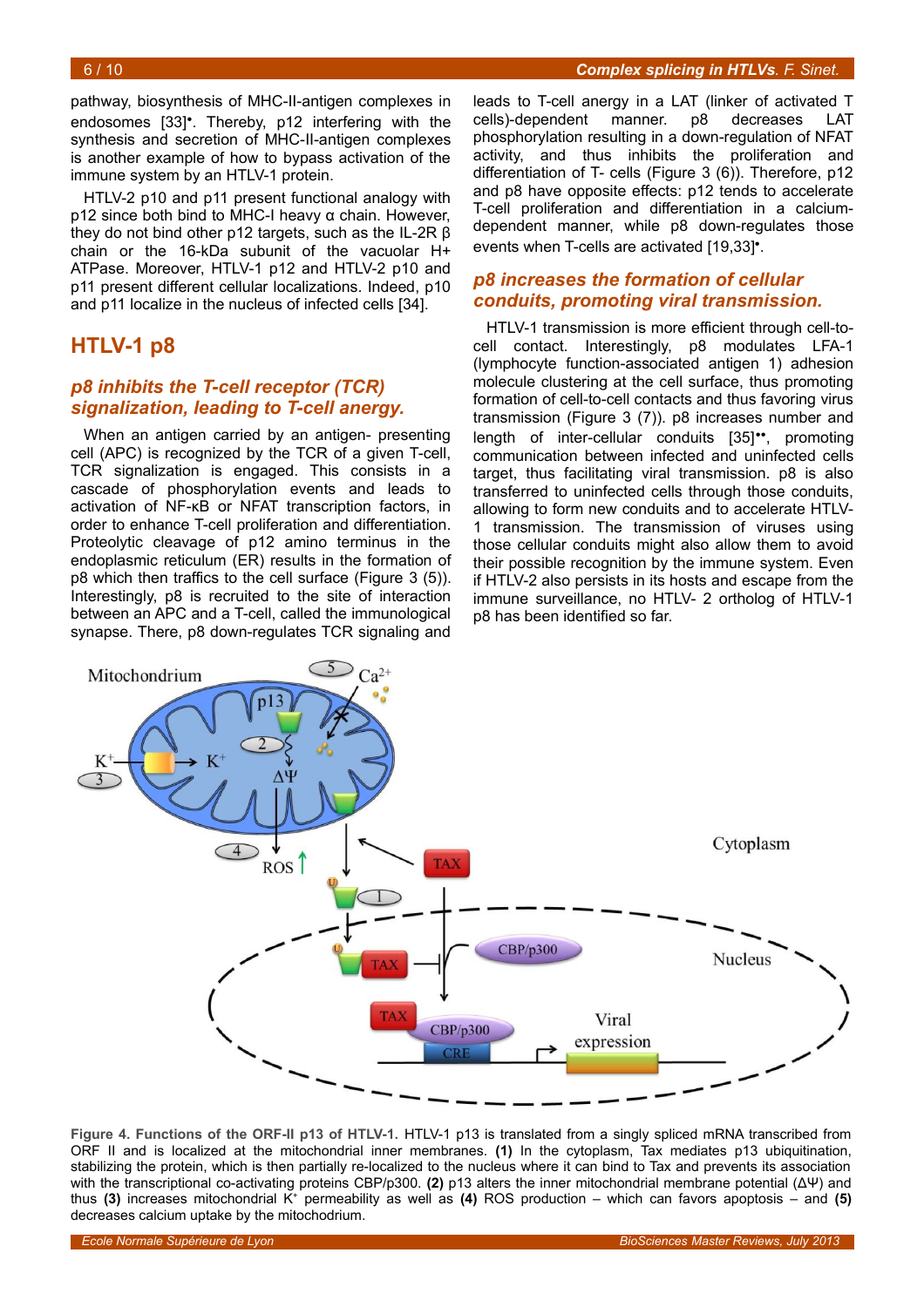pathway, biosynthesis of MHC-II-antigen complexes in endosomes [33]•. Thereby, p12 interfering with the synthesis and secretion of MHC-II-antigen complexes is another example of how to bypass activation of the immune system by an HTLV-1 protein.

HTLV-2 p10 and p11 present functional analogy with p12 since both bind to MHC-I heavy α chain. However, they do not bind other p12 targets, such as the IL-2R β chain or the 16-kDa subunit of the vacuolar H+ ATPase. Moreover, HTLV-1 p12 and HTLV-2 p10 and p11 present different cellular localizations. Indeed, p10 and p11 localize in the nucleus of infected cells [34].

## HTLV-1 p8

### *p8 inhibits the T-cell receptor (TCR) signalization, leading to T-cell anergy.*

When an antigen carried by an antigen- presenting cell (APC) is recognized by the TCR of a given T-cell, TCR signalization is engaged. This consists in a cascade of phosphorylation events and leads to activation of NF-κB or NFAT transcription factors, in order to enhance T-cell proliferation and differentiation. Proteolytic cleavage of p12 amino terminus in the endoplasmic reticulum (ER) results in the formation of p8 which then traffics to the cell surface (Figure 3 (5)). Interestingly, p8 is recruited to the site of interaction between an APC and a T-cell, called the immunological synapse. There, p8 down-regulates TCR signaling and leads to T-cell anergy in a LAT (linker of activated T cells)-dependent manner. p8 decreases LAT phosphorylation resulting in a down-regulation of NFAT activity, and thus inhibits the proliferation and differentiation of T- cells (Figure 3 (6)). Therefore, p12 and p8 have opposite effects: p12 tends to accelerate T-cell proliferation and differentiation in a calcium-dependent manner, while p8 down-regulates those events when T-cells are activated [19,33]•.

### *p8 increases the formation of cellular conduits, promoting viral transmission.*

HTLV-1 transmission is more efficient through cell-to-cell contact. Interestingly, p8 modulates LFA-1 (lymphocyte function-associated antigen 1) adhesion molecule clustering at the cell surface, thus promoting formation of cell-to-cell contacts and thus favoring virus transmission (Figure 3 (7)). p8 increases number and length of inter-cellular conduits [35]••, promoting communication between infected and uninfected cells target, thus facilitating viral transmission. p8 is also transferred to uninfected cells through those conduits, allowing to form new conduits and to accelerate HTLV-1 transmission. The transmission of viruses using those cellular conduits might also allow them to avoid their possible recognition by the immune system. Even if HTLV-2 also persists in its hosts and escape from the immune surveillance, no HTLV- 2 ortholog of HTLV-1 p8 has been identified so far.

**Figure 4. Functions of the ORF-II p13 of HTLV-1.** HTLV-1 p13 is translated from a singly spliced mRNA transcribed from ORF II and is localized at the mitochondrial inner membranes. **(1)** In the cytoplasm, Tax mediates p13 ubiquitination, stabilizing the protein, which is then partially re-localized to the nucleus where it can bind to Tax and prevents its association with the transcriptional co-activating proteins CBP/p300. **(2)** p13 alters the inner mitochondrial membrane potential (ΔΨ) and thus **(3)** increases mitochondrial $K^+$ permeability as well as **(4)** ROS production – which can favors apoptosis – and **(5)** decreases calcium uptake by the mitochodrium.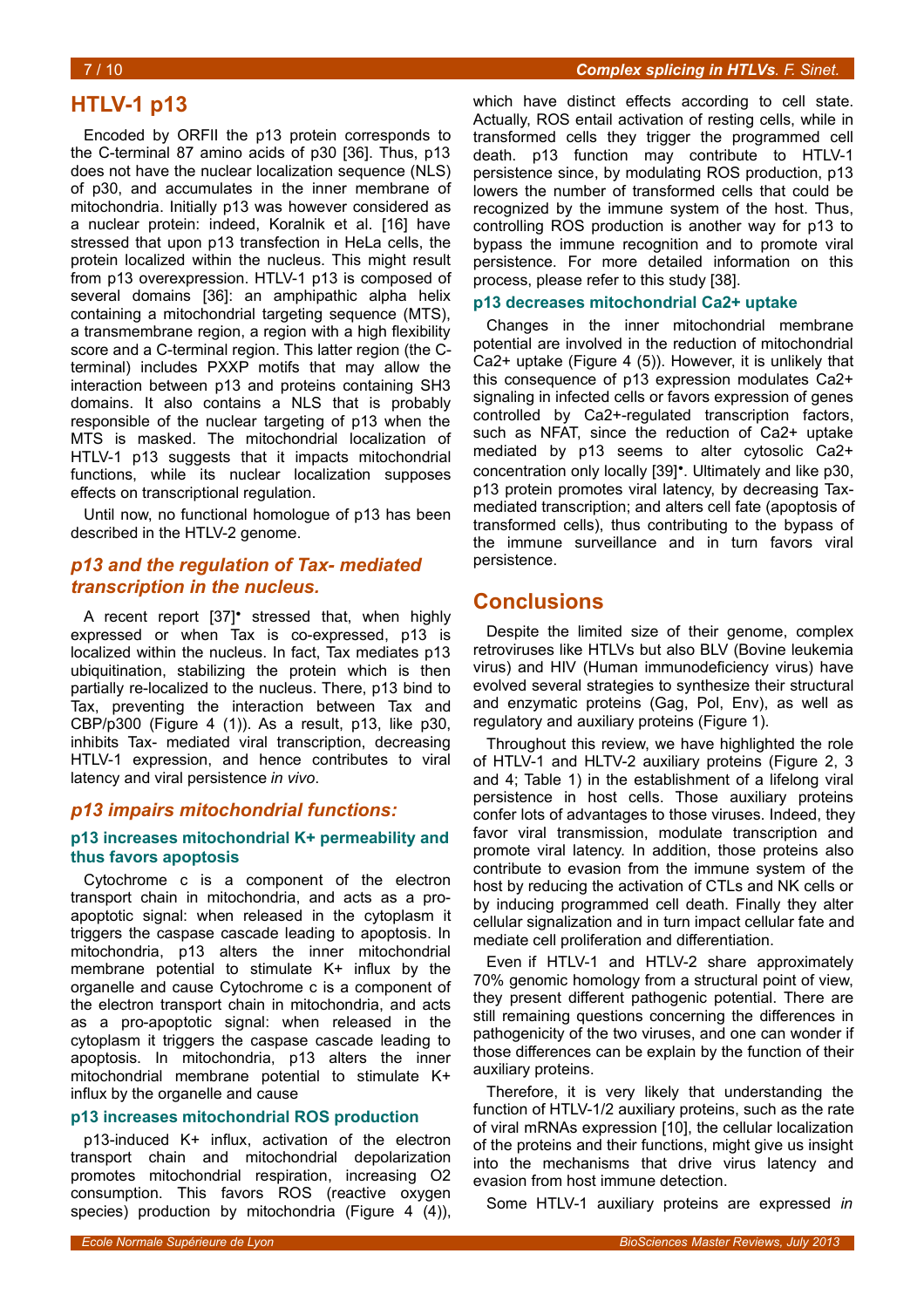## HTLV-1 p13

Encoded by ORFII the p13 protein corresponds to the C-terminal 87 amino acids of p30 [36]. Thus, p13 does not have the nuclear localization sequence (NLS) of p30, and accumulates in the inner membrane of mitochondria. Initially p13 was however considered as a nuclear protein: indeed, Koralnik et al. [16] have stressed that upon p13 transfection in HeLa cells, the protein localized within the nucleus. This might result from p13 overexpression. HTLV-1 p13 is composed of several domains [36]: an amphipathic alpha helix containing a mitochondrial targeting sequence (MTS), a transmembrane region, a region with a high flexibility score and a C-terminal region. This latter region (the C-terminal) includes PXXP motifs that may allow the interaction between p13 and proteins containing SH3 domains. It also contains a NLS that is probably responsible of the nuclear targeting of p13 when the MTS is masked. The mitochondrial localization of HTLV-1 p13 suggests that it impacts mitochondrial functions, while its nuclear localization supposes effects on transcriptional regulation.

Until now, no functional homologue of p13 has been described in the HTLV-2 genome.

### *p13 and the regulation of Tax- mediated transcription in the nucleus.*

A recent report [37]• stressed that, when highly expressed or when Tax is co-expressed, p13 is localized within the nucleus. In fact, Tax mediates p13 ubiquitination, stabilizing the protein which is then partially re-localized to the nucleus. There, p13 bind to Tax, preventing the interaction between Tax and CBP/p300 (Figure 4 (1)). As a result, p13, like p30, inhibits Tax- mediated viral transcription, decreasing HTLV-1 expression, and hence contributes to viral latency and viral persistence *in vivo*.

### *p13 impairs mitochondrial functions:*

#### p13 increases mitochondrial K+ permeability and thus favors apoptosis

Cytochrome c is a component of the electron transport chain in mitochondria, and acts as a pro-apoptotic signal: when released in the cytoplasm it triggers the caspase cascade leading to apoptosis. In mitochondria, p13 alters the inner mitochondrial membrane potential to stimulate K+ influx by the organelle and cause Cytochrome c is a component of the electron transport chain in mitochondria, and acts as a pro-apoptotic signal: when released in the cytoplasm it triggers the caspase cascade leading to apoptosis. In mitochondria, p13 alters the inner mitochondrial membrane potential to stimulate K+ influx by the organelle and cause

#### p13 increases mitochondrial ROS production

p13-induced K+ influx, activation of the electron transport chain and mitochondrial depolarization promotes mitochondrial respiration, increasing O2 consumption. This favors ROS (reactive oxygen species) production by mitochondria (Figure 4 (4)), which have distinct effects according to cell state. Actually, ROS entail activation of resting cells, while in transformed cells they trigger the programmed cell death. p13 function may contribute to HTLV-1 persistence since, by modulating ROS production, p13 lowers the number of transformed cells that could be recognized by the immune system of the host. Thus, controlling ROS production is another way for p13 to bypass the immune recognition and to promote viral persistence. For more detailed information on this process, please refer to this study [38].

#### p13 decreases mitochondrial Ca2+ uptake

Changes in the inner mitochondrial membrane potential are involved in the reduction of mitochondrial Ca2+ uptake (Figure 4 (5)). However, it is unlikely that this consequence of p13 expression modulates Ca2+ signaling in infected cells or favors expression of genes controlled by Ca2+-regulated transcription factors, such as NFAT, since the reduction of Ca2+ uptake mediated by p13 seems to alter cytosolic Ca2+ concentration only locally [39]•. Ultimately and like p30, p13 protein promotes viral latency, by decreasing Tax-mediated transcription; and alters cell fate (apoptosis of transformed cells), thus contributing to the bypass of the immune surveillance and in turn favors viral persistence.

## Conclusions

Despite the limited size of their genome, complex retroviruses like HTLVs but also BLV (Bovine leukemia virus) and HIV (Human immunodeficiency virus) have evolved several strategies to synthesize their structural and enzymatic proteins (Gag, Pol, Env), as well as regulatory and auxiliary proteins (Figure 1).

Throughout this review, we have highlighted the role of HTLV-1 and HLTV-2 auxiliary proteins (Figure 2, 3 and 4; Table 1) in the establishment of a lifelong viral persistence in host cells. Those auxiliary proteins confer lots of advantages to those viruses. Indeed, they favor viral transmission, modulate transcription and promote viral latency. In addition, those proteins also contribute to evasion from the immune system of the host by reducing the activation of CTLs and NK cells or by inducing programmed cell death. Finally they alter cellular signalization and in turn impact cellular fate and mediate cell proliferation and differentiation.

Even if HTLV-1 and HTLV-2 share approximately 70% genomic homology from a structural point of view, they present different pathogenic potential. There are still remaining questions concerning the differences in pathogenicity of the two viruses, and one can wonder if those differences can be explain by the function of their auxiliary proteins.

Therefore, it is very likely that understanding the function of HTLV-1/2 auxiliary proteins, such as the rate of viral mRNAs expression [10], the cellular localization of the proteins and their functions, might give us insight into the mechanisms that drive virus latency and evasion from host immune detection.

Some HTLV-1 auxiliary proteins are expressed *in*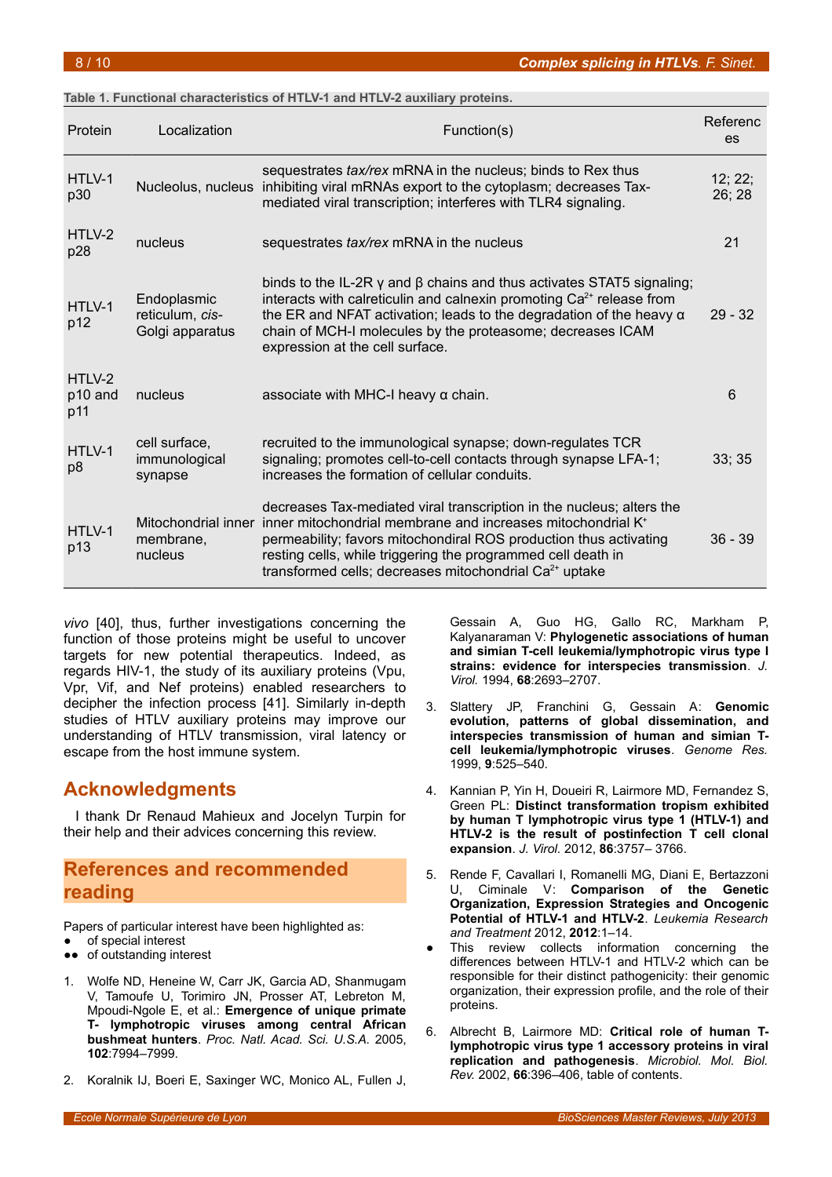**Table 1. Functional characteristics of HTLV-1 and HTLV-2 auxiliary proteins.**

| Protein | Localization | Function(s) | References |
|---|---|---|---|
| HTLV-1 p30 | Nucleolus, nucleus | sequestrates *tax/rex* mRNA in the nucleus; binds to Rex thus inhibiting viral mRNAs export to the cytoplasm; decreases Tax-mediated viral transcription; interferes with TLR4 signaling. | 12; 22; 26; 28 |
| HTLV-2 p28 | nucleus | sequestrates *tax/rex* mRNA in the nucleus | 21 |
| HTLV-1 p12 | Endoplasmic reticulum, *cis*-Golgi apparatus | binds to the IL-2R γ and β chains and thus activates STAT5 signaling; interacts with calreticulin and calnexin promoting $Ca^{2+}$ release from the ER and NFAT activation; leads to the degradation of the heavy α chain of MCH-I molecules by the proteasome; decreases ICAM expression at the cell surface. | 29 - 32 |
| HTLV-2 p10 and p11 | nucleus | associate with MHC-I heavy α chain. | 6 |
| HTLV-1 p8 | cell surface, immunological synapse | recruited to the immunological synapse; down-regulates TCR signaling; promotes cell-to-cell contacts through synapse LFA-1; increases the formation of cellular conduits. | 33; 35 |
| HTLV-1 p13 | Mitochondrial inner membrane, nucleus | decreases Tax-mediated viral transcription in the nucleus; alters the inner mitochondrial membrane and increases mitochondrial $K^+$ permeability; favors mitochondrial ROS production thus activating resting cells, while triggering the programmed cell death in transformed cells; decreases mitochondrial $Ca^{2+}$ uptake | 36 - 39 |

*vivo* [40], thus, further investigations concerning the function of those proteins might be useful to uncover targets for new potential therapeutics. Indeed, as regards HIV-1, the study of its auxiliary proteins (Vpu, Vpr, Vif, and Nef proteins) enabled researchers to decipher the infection process [41]. Similarly in-depth studies of HTLV auxiliary proteins may improve our understanding of HTLV transmission, viral latency or escape from the host immune system.

## Acknowledgments

I thank Dr Renaud Mahieux and Jocelyn Turpin for their help and their advices concerning this review.

## References and recommended reading

Papers of particular interest have been highlighted as:
- ● of special interest
- ●● of outstanding interest

1. Wolfe ND, Heneine W, Carr JK, Garcia AD, Shanmugam V, Tamoufe U, Torimiro JN, Prosser AT, Lebreton M, Mpoudi-Ngole E, et al.: **Emergence of unique primate T- lymphotropic viruses among central African bushmeat hunters**. *Proc. Natl. Acad. Sci. U.S.A.* 2005, **102**:7994–7999.
2. Koralnik IJ, Boeri E, Saxinger WC, Monico AL, Fullen J, Gessain A, Guo HG, Gallo RC, Markham P, Kalyanaraman V: **Phylogenetic associations of human and simian T-cell leukemia/lymphotropic virus type I strains: evidence for interspecies transmission**. *J. Virol.* 1994, **68**:2693–2707.
3. Slattery JP, Franchini G, Gessain A: **Genomic evolution, patterns of global dissemination, and interspecies transmission of human and simian T-cell leukemia/lymphotropic viruses**. *Genome Res.* 1999, **9**:525–540.
4. Kannian P, Yin H, Doueiri R, Lairmore MD, Fernandez S, Green PL: **Distinct transformation tropism exhibited by human T lymphotropic virus type 1 (HTLV-1) and HTLV-2 is the result of postinfection T cell clonal expansion**. *J. Virol.* 2012, **86**:3757– 3766.
5. Rende F, Cavallari I, Romanelli MG, Diani E, Bertazzoni U, Ciminale V: **Comparison of the Genetic Organization, Expression Strategies and Oncogenic Potential of HTLV-1 and HTLV-2**. *Leukemia Research and Treatment* 2012, **2012**:1–14.
   - ● This review collects information concerning the differences between HTLV-1 and HTLV-2 which can be responsible for their distinct pathogenicity: their genomic organization, their expression profile, and the role of their proteins.
6. Albrecht B, Lairmore MD: **Critical role of human T-lymphotropic virus type 1 accessory proteins in viral replication and pathogenesis**. *Microbiol. Mol. Biol. Rev.* 2002, **66**:396–406, table of contents.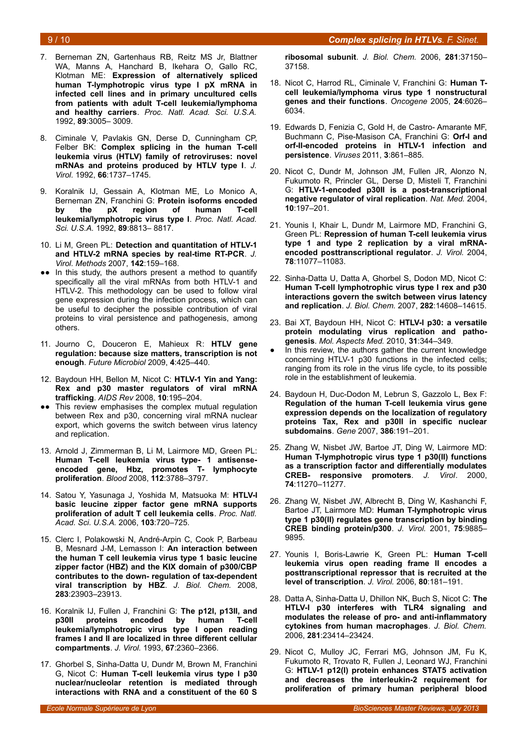7. Berneman ZN, Gartenhaus RB, Reitz MS Jr, Blattner WA, Manns A, Hanchard B, Ikehara O, Gallo RC, Klotman ME: **Expression of alternatively spliced human T-lymphotropic virus type I pX mRNA in infected cell lines and in primary uncultured cells from patients with adult T-cell leukemia/lymphoma and healthy carriers**. *Proc. Natl. Acad. Sci. U.S.A.* 1992, **89**:3005– 3009.

8. Ciminale V, Pavlakis GN, Derse D, Cunningham CP, Felber BK: **Complex splicing in the human T-cell leukemia virus (HTLV) family of retroviruses: novel mRNAs and proteins produced by HTLV type I**. *J. Virol.* 1992, **66**:1737–1745.

9. Koralnik IJ, Gessain A, Klotman ME, Lo Monico A, Berneman ZN, Franchini G: **Protein isoforms encoded by the pX region of human T-cell leukemia/lymphotropic virus type I**. *Proc. Natl. Acad. Sci. U.S.A.* 1992, **89**:8813– 8817.

10. Li M, Green PL: **Detection and quantitation of HTLV-1 and HTLV-2 mRNA species by real-time RT-PCR**. *J. Virol. Methods* 2007, **142**:159–168.
- ●● In this study, the authors present a method to quantify specifically all the viral mRNAs from both HTLV-1 and HTLV-2. This methodology can be used to follow viral gene expression during the infection process, which can be useful to decipher the possible contribution of viral proteins to viral persistence and pathogenesis, among others.

11. Journo C, Douceron E, Mahieux R: **HTLV gene regulation: because size matters, transcription is not enough**. *Future Microbiol* 2009, **4**:425–440.

12. Baydoun HH, Bellon M, Nicot C: **HTLV-1 Yin and Yang: Rex and p30 master regulators of viral mRNA trafficking**. *AIDS Rev* 2008, **10**:195–204.
- ●● This review emphasises the complex mutual regulation between Rex and p30, concerning viral mRNA nuclear export, which governs the switch between virus latency and replication.

13. Arnold J, Zimmerman B, Li M, Lairmore MD, Green PL: **Human T-cell leukemia virus type- 1 antisense-encoded gene, Hbz, promotes T- lymphocyte proliferation**. *Blood* 2008, **112**:3788–3797.

14. Satou Y, Yasunaga J, Yoshida M, Matsuoka M: **HTLV-I basic leucine zipper factor gene mRNA supports proliferation of adult T cell leukemia cells**. *Proc. Natl. Acad. Sci. U.S.A.* 2006, **103**:720–725.

15. Clerc I, Polakowski N, André-Arpin C, Cook P, Barbeau B, Mesnard J-M, Lemasson I: **An interaction between the human T cell leukemia virus type 1 basic leucine zipper factor (HBZ) and the KIX domain of p300/CBP contributes to the down- regulation of tax-dependent viral transcription by HBZ**. *J. Biol. Chem.* 2008, **283**:23903–23913.

16. Koralnik IJ, Fullen J, Franchini G: **The p12I, p13II, and p30II proteins encoded by human T-cell leukemia/lymphotropic virus type I open reading frames I and II are localized in three different cellular compartments**. *J. Virol.* 1993, **67**:2360–2366.

17. Ghorbel S, Sinha-Datta U, Dundr M, Brown M, Franchini G, Nicot C: **Human T-cell leukemia virus type I p30 nuclear/nucleolar retention is mediated through interactions with RNA and a constituent of the 60 S ribosomal subunit**. *J. Biol. Chem.* 2006, **281**:37150–37158.

18. Nicot C, Harrod RL, Ciminale V, Franchini G: **Human T-cell leukemia/lymphoma virus type 1 nonstructural genes and their functions**. *Oncogene* 2005, **24**:6026–6034.

19. Edwards D, Fenizia C, Gold H, de Castro- Amarante MF, Buchmann C, Pise-Masison CA, Franchini G: **Orf-I and orf-II-encoded proteins in HTLV-1 infection and persistence**. *Viruses* 2011, **3**:861–885.

20. Nicot C, Dundr M, Johnson JM, Fullen JR, Alonzo N, Fukumoto R, Princler GL, Derse D, Misteli T, Franchini G: **HTLV-1-encoded p30II is a post-transcriptional negative regulator of viral replication**. *Nat. Med.* 2004, **10**:197–201.

21. Younis I, Khair L, Dundr M, Lairmore MD, Franchini G, Green PL: **Repression of human T-cell leukemia virus type 1 and type 2 replication by a viral mRNA-encoded posttranscriptional regulator**. *J. Virol.* 2004, **78**:11077–11083.

22. Sinha-Datta U, Datta A, Ghorbel S, Dodon MD, Nicot C: **Human T-cell lymphotrophic virus type I rex and p30 interactions govern the switch between virus latency and replication**. *J. Biol. Chem.* 2007, **282**:14608–14615.

23. Bai XT, Baydoun HH, Nicot C: **HTLV-I p30: a versatile protein modulating virus replication and patho-genesis**. *Mol. Aspects Med.* 2010, **31**:344–349.
- ● In this review, the authors gather the current knowledge concerning HTLV-1 p30 functions in the infected cells; ranging from its role in the virus life cycle, to its possible role in the establishment of leukemia.

24. Baydoun H, Duc-Dodon M, Lebrun S, Gazzolo L, Bex F: **Regulation of the human T-cell leukemia virus gene expression depends on the localization of regulatory proteins Tax, Rex and p30II in specific nuclear subdomains**. *Gene* 2007, **386**:191–201.

25. Zhang W, Nisbet JW, Bartoe JT, Ding W, Lairmore MD: **Human T-lymphotropic virus type 1 p30(II) functions as a transcription factor and differentially modulates CREB- responsive promoters**. *J. Virol.* 2000, **74**:11270–11277.

26. Zhang W, Nisbet JW, Albrecht B, Ding W, Kashanchi F, Bartoe JT, Lairmore MD: **Human T-lymphotropic virus type 1 p30(II) regulates gene transcription by binding CREB binding protein/p300**. *J. Virol.* 2001, **75**:9885–9895.

27. Younis I, Boris-Lawrie K, Green PL: **Human T-cell leukemia virus open reading frame II encodes a posttranscriptional repressor that is recruited at the level of transcription**. *J. Virol.* 2006, **80**:181–191.

28. Datta A, Sinha-Datta U, Dhillon NK, Buch S, Nicot C: **The HTLV-I p30 interferes with TLR4 signaling and modulates the release of pro- and anti-inflammatory cytokines from human macrophages**. *J. Biol. Chem.* 2006, **281**:23414–23424.

29. Nicot C, Mulloy JC, Ferrari MG, Johnson JM, Fu K, Fukumoto R, Trovato R, Fullen J, Leonard WJ, Franchini G: **HTLV-1 p12(I) protein enhances STAT5 activation and decreases the interleukin-2 requirement for proliferation of primary human peripheral blood**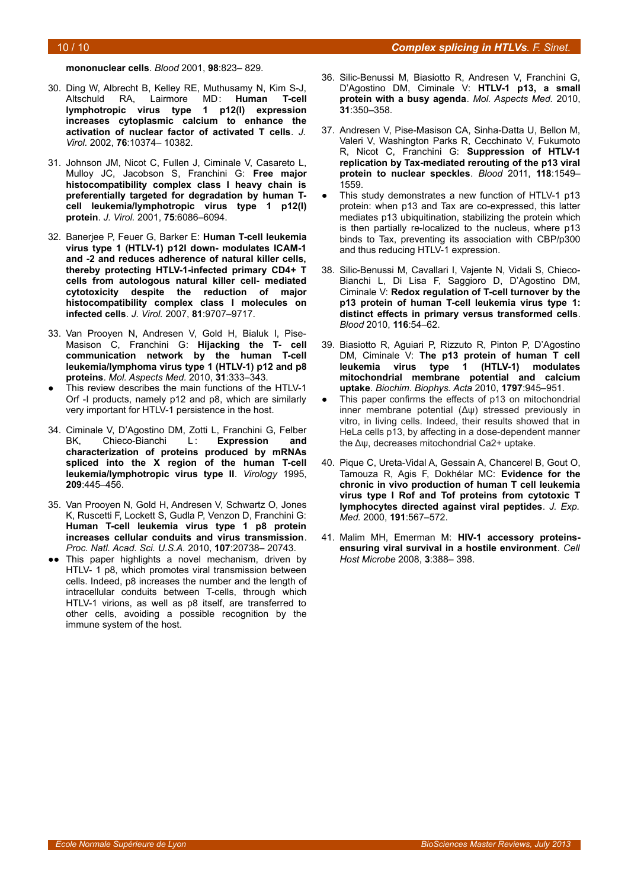**mononuclear cells**. *Blood* 2001, **98**:823– 829.

30. Ding W, Albrecht B, Kelley RE, Muthusamy N, Kim S-J, Altschuld RA, Lairmore MD: **Human T-cell lymphotropic virus type 1 p12(I) expression increases cytoplasmic calcium to enhance the activation of nuclear factor of activated T cells**. *J. Virol.* 2002, **76**:10374– 10382.

31. Johnson JM, Nicot C, Fullen J, Ciminale V, Casareto L, Mulloy JC, Jacobson S, Franchini G: **Free major histocompatibility complex class I heavy chain is preferentially targeted for degradation by human T-cell leukemia/lymphotropic virus type 1 p12(I) protein**. *J. Virol.* 2001, **75**:6086–6094.

32. Banerjee P, Feuer G, Barker E: **Human T-cell leukemia virus type 1 (HTLV-1) p12I down- modulates ICAM-1 and -2 and reduces adherence of natural killer cells, thereby protecting HTLV-1-infected primary CD4+ T cells from autologous natural killer cell- mediated cytotoxicity despite the reduction of major histocompatibility complex class I molecules on infected cells**. *J. Virol.* 2007, **81**:9707–9717.

33. Van Prooyen N, Andresen V, Gold H, Bialuk I, Pise-Masison C, Franchini G: **Hijacking the T- cell communication network by the human T-cell leukemia/lymphoma virus type 1 (HTLV-1) p12 and p8 proteins**. *Mol. Aspects Med.* 2010, **31**:333–343.
   - ● This review describes the main functions of the HTLV-1 Orf -I products, namely p12 and p8, which are similarly very important for HTLV-1 persistence in the host.

34. Ciminale V, D'Agostino DM, Zotti L, Franchini G, Felber BK, Chieco-Bianchi L: **Expression and characterization of proteins produced by mRNAs spliced into the X region of the human T-cell leukemia/lymphotropic virus type II**. *Virology* 1995, **209**:445–456.

35. Van Prooyen N, Gold H, Andresen V, Schwartz O, Jones K, Ruscetti F, Lockett S, Gudla P, Venzon D, Franchini G: **Human T-cell leukemia virus type 1 p8 protein increases cellular conduits and virus transmission**. *Proc. Natl. Acad. Sci. U.S.A.* 2010, **107**:20738– 20743.
   - ●● This paper highlights a novel mechanism, driven by HTLV- 1 p8, which promotes viral transmission between cells. Indeed, p8 increases the number and the length of intracellular conduits between T-cells, through which HTLV-1 virions, as well as p8 itself, are transferred to other cells, avoiding a possible recognition by the immune system of the host.

36. Silic-Benussi M, Biasiotto R, Andresen V, Franchini G, D'Agostino DM, Ciminale V: **HTLV-1 p13, a small protein with a busy agenda**. *Mol. Aspects Med.* 2010, **31**:350–358.

37. Andresen V, Pise-Masison CA, Sinha-Datta U, Bellon M, Valeri V, Washington Parks R, Cecchinato V, Fukumoto R, Nicot C, Franchini G: **Suppression of HTLV-1 replication by Tax-mediated rerouting of the p13 viral protein to nuclear speckles**. *Blood* 2011, **118**:1549–1559.
   - ● This study demonstrates a new function of HTLV-1 p13 protein: when p13 and Tax are co-expressed, this latter mediates p13 ubiquitination, stabilizing the protein which is then partially re-localized to the nucleus, where p13 binds to Tax, preventing its association with CBP/p300 and thus reducing HTLV-1 expression.

38. Silic-Benussi M, Cavallari I, Vajente N, Vidali S, Chieco-Bianchi L, Di Lisa F, Saggioro D, D'Agostino DM, Ciminale V: **Redox regulation of T-cell turnover by the p13 protein of human T-cell leukemia virus type 1: distinct effects in primary versus transformed cells**. *Blood* 2010, **116**:54–62.

39. Biasiotto R, Aguiari P, Rizzuto R, Pinton P, D'Agostino DM, Ciminale V: **The p13 protein of human T cell leukemia virus type 1 (HTLV-1) modulates mitochondrial membrane potential and calcium uptake**. *Biochim. Biophys. Acta* 2010, **1797**:945–951.
   - ● This paper confirms the effects of p13 on mitochondrial inner membrane potential ($\Delta\psi$) stressed previously in vitro, in living cells. Indeed, their results showed that in HeLa cells p13, by affecting in a dose-dependent manner the $\Delta\psi$, decreases mitochondrial $Ca^{2+}$ uptake.

40. Pique C, Ureta-Vidal A, Gessain A, Chancerel B, Gout O, Tamouza R, Agis F, Dokhélar MC: **Evidence for the chronic in vivo production of human T cell leukemia virus type I Rof and Tof proteins from cytotoxic T lymphocytes directed against viral peptides**. *J. Exp. Med.* 2000, **191**:567–572.

41. Malim MH, Emerman M: **HIV-1 accessory proteins- ensuring viral survival in a hostile environment**. *Cell Host Microbe* 2008, **3**:388– 398.